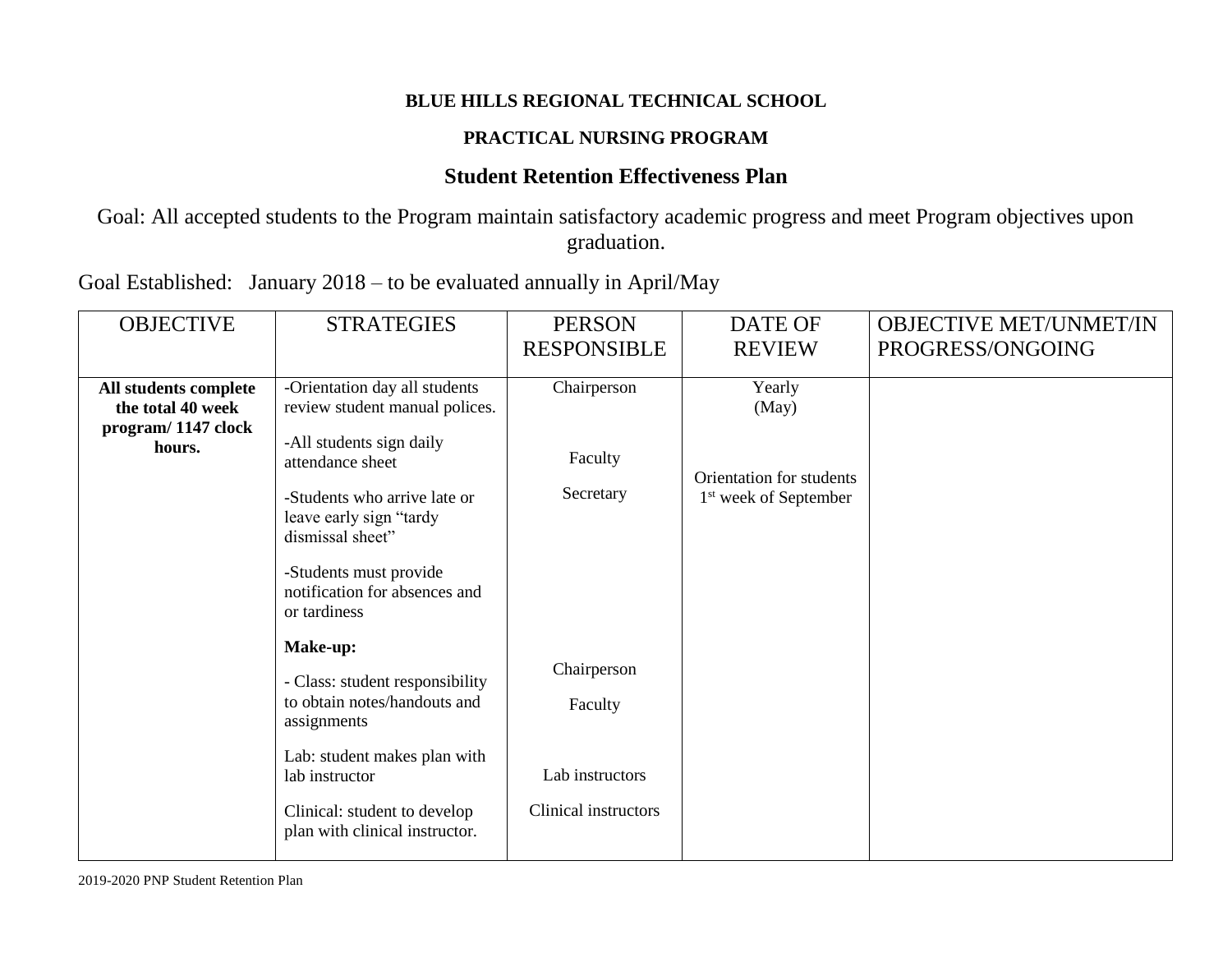**BLUE HILLS REGIONAL TECHNICAL SCHOOL**

**PRACTICAL NURSING PROGRAM**

## Student Retention Effectiveness Plan

Goal: All accepted students to the Program maintain satisfactory academic progress and meet Program objectives upon graduation.

Goal Established: January 2018 – to be evaluated annually in April/May

| OBJECTIVE | STRATEGIES | PERSON RESPONSIBLE | DATE OF REVIEW | OBJECTIVE MET/UNMET/IN PROGRESS/ONGOING |
|---|---|---|---|---|
| **All students complete the total 40 week program/ 1147 clock hours.** | -Orientation day all students review student manual polices.<br><br>-All students sign daily attendance sheet<br><br>-Students who arrive late or leave early sign "tardy dismissal sheet"<br><br>-Students must provide notification for absences and or tardiness<br><br>**Make-up:**<br><br>- Class: student responsibility to obtain notes/handouts and assignments<br><br>Lab: student makes plan with lab instructor<br><br>Clinical: student to develop plan with clinical instructor. | Chairperson<br><br>Faculty<br><br>Secretary<br><br>Chairperson<br><br>Faculty<br><br>Lab instructors<br><br>Clinical instructors | Yearly (May)<br><br>Orientation for students 1st week of September | |

2019-2020 PNP Student Retention Plan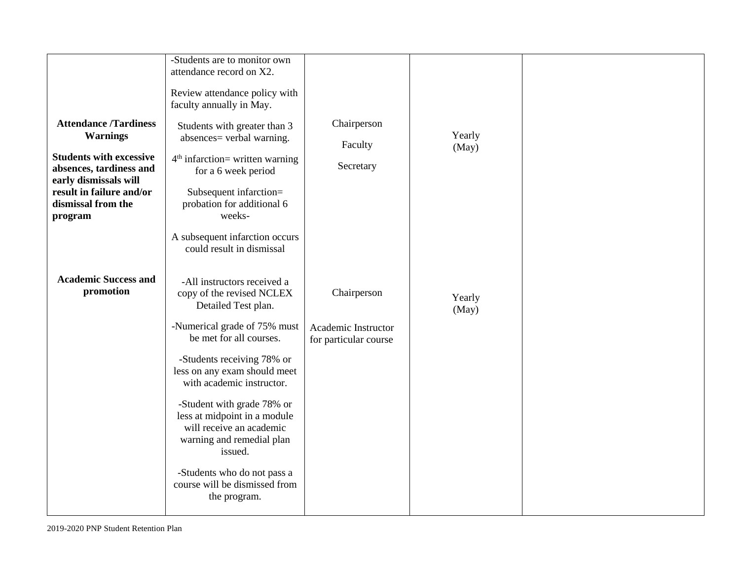| | | | | |
|---|---|---|---|---|
| **Attendance /Tardiness Warnings**<br><br>**Students with excessive absences, tardiness and early dismissals will result in failure and/or dismissal from the program** | -Students are to monitor own attendance record on X2.<br><br>Review attendance policy with faculty annually in May.<br><br>Students with greater than 3 absences= verbal warning.<br><br>4th infarction= written warning for a 6 week period<br><br>Subsequent infarction= probation for additional 6 weeks-<br><br>A subsequent infarction occurs could result in dismissal | Chairperson<br><br>Faculty<br><br>Secretary | Yearly (May) | |
| **Academic Success and promotion** | -All instructors received a copy of the revised NCLEX Detailed Test plan.<br><br>-Numerical grade of 75% must be met for all courses.<br><br>-Students receiving 78% or less on any exam should meet with academic instructor.<br><br>-Student with grade 78% or less at midpoint in a module will receive an academic warning and remedial plan issued.<br><br>-Students who do not pass a course will be dismissed from the program. | Chairperson<br><br>Academic Instructor for particular course | Yearly (May) | |

2019-2020 PNP Student Retention Plan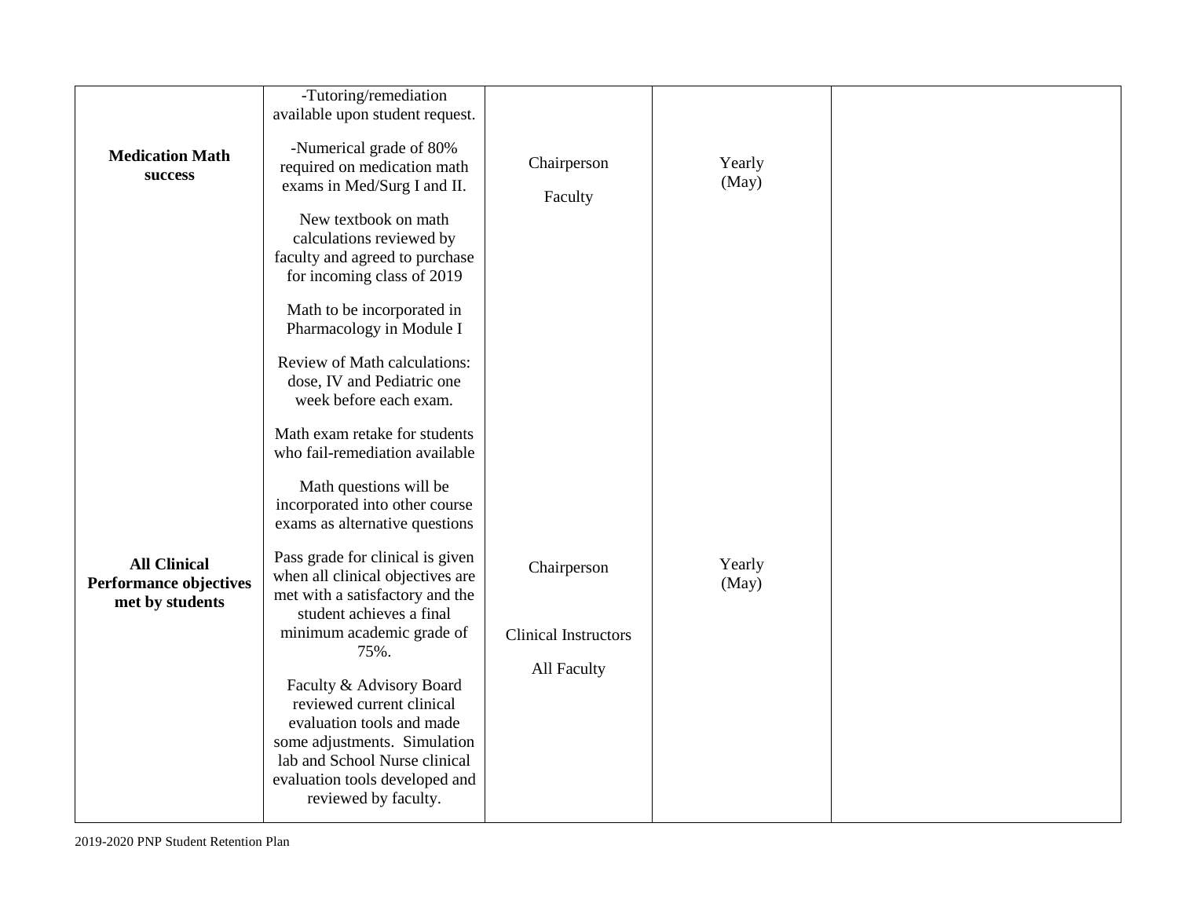| | | | | |
|---|---|---|---|---|
| **Medication Math success** | -Tutoring/remediation available upon student request.<br><br>-Numerical grade of 80% required on medication math exams in Med/Surg I and II.<br><br>New textbook on math calculations reviewed by faculty and agreed to purchase for incoming class of 2019<br><br>Math to be incorporated in Pharmacology in Module I<br><br>Review of Math calculations: dose, IV and Pediatric one week before each exam.<br><br>Math exam retake for students who fail-remediation available<br><br>Math questions will be incorporated into other course exams as alternative questions | Chairperson<br><br>Faculty | Yearly (May) | |
| **All Clinical Performance objectives met by students** | Pass grade for clinical is given when all clinical objectives are met with a satisfactory and the student achieves a final minimum academic grade of 75%.<br><br>Faculty & Advisory Board reviewed current clinical evaluation tools and made some adjustments. Simulation lab and School Nurse clinical evaluation tools developed and reviewed by faculty. | Chairperson<br><br>Clinical Instructors<br><br>All Faculty | Yearly (May) | |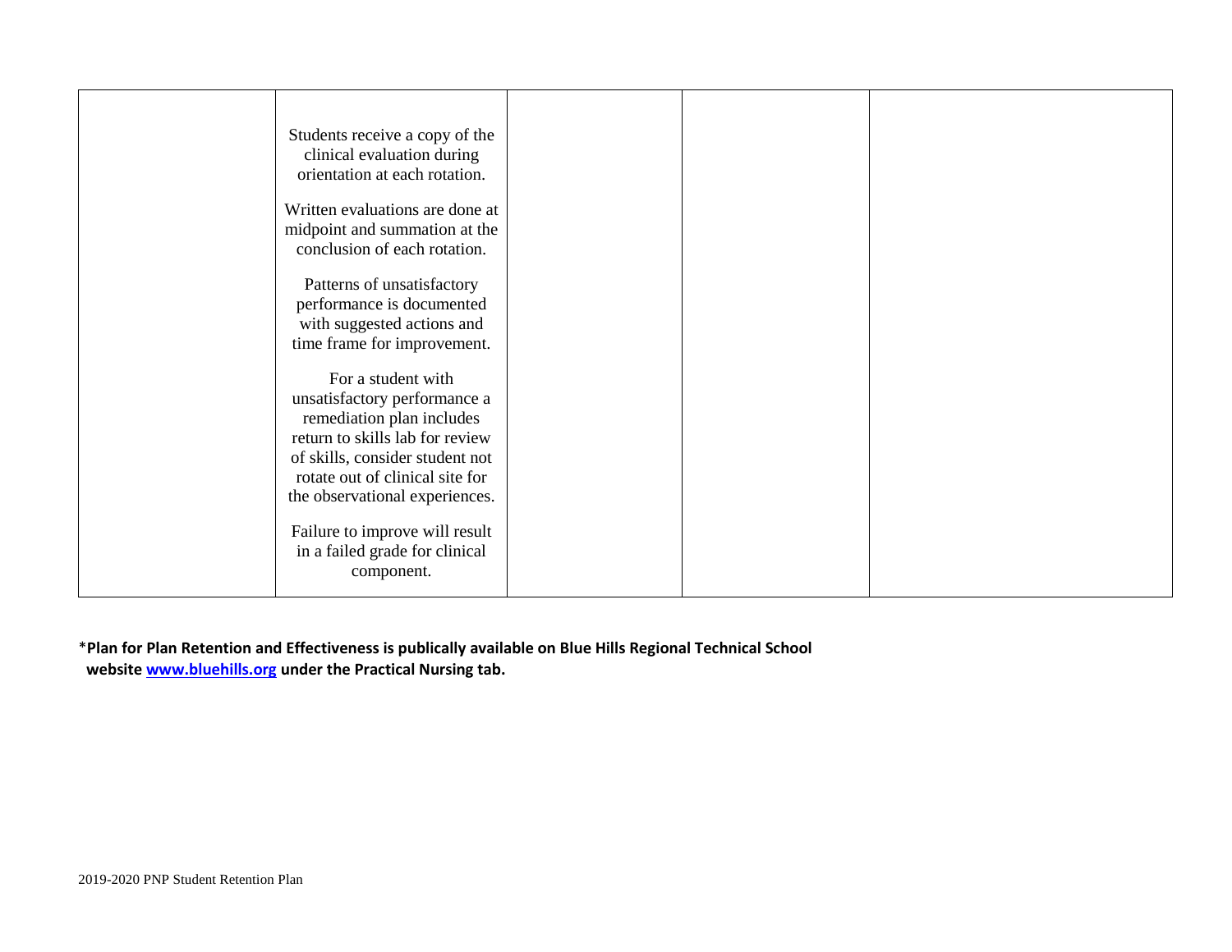| | | | | |
|---|---|---|---|---|
| | Students receive a copy of the clinical evaluation during orientation at each rotation.<br><br>Written evaluations are done at midpoint and summation at the conclusion of each rotation.<br><br>Patterns of unsatisfactory performance is documented with suggested actions and time frame for improvement.<br><br>For a student with unsatisfactory performance a remediation plan includes return to skills lab for review of skills, consider student not rotate out of clinical site for the observational experiences.<br><br>Failure to improve will result in a failed grade for clinical component. | | | |

\***Plan for Plan Retention and Effectiveness is publically available on Blue Hills Regional Technical School website [www.bluehills.org](http://www.bluehills.org) under the Practical Nursing tab.**